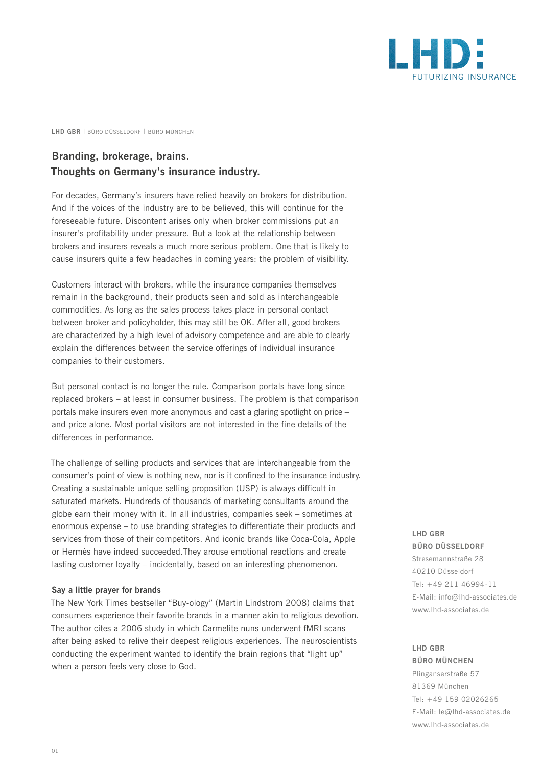LHD: FUTURIZING INSURANCE

**LHD GBR** | BÜRO DÜSSELDORF | BÜRO MÜNCHEN

# Branding, brokerage, brains.
# Thoughts on Germany's insurance industry.

For decades, Germany's insurers have relied heavily on brokers for distribution. And if the voices of the industry are to be believed, this will continue for the foreseeable future. Discontent arises only when broker commissions put an insurer's profitability under pressure. But a look at the relationship between brokers and insurers reveals a much more serious problem. One that is likely to cause insurers quite a few headaches in coming years: the problem of visibility.

Customers interact with brokers, while the insurance companies themselves remain in the background, their products seen and sold as interchangeable commodities. As long as the sales process takes place in personal contact between broker and policyholder, this may still be OK. After all, good brokers are characterized by a high level of advisory competence and are able to clearly explain the differences between the service offerings of individual insurance companies to their customers.

But personal contact is no longer the rule. Comparison portals have long since replaced brokers – at least in consumer business. The problem is that comparison portals make insurers even more anonymous and cast a glaring spotlight on price – and price alone. Most portal visitors are not interested in the fine details of the differences in performance.

The challenge of selling products and services that are interchangeable from the consumer's point of view is nothing new, nor is it confined to the insurance industry. Creating a sustainable unique selling proposition (USP) is always difficult in saturated markets. Hundreds of thousands of marketing consultants around the globe earn their money with it. In all industries, companies seek – sometimes at enormous expense – to use branding strategies to differentiate their products and services from those of their competitors. And iconic brands like Coca-Cola, Apple or Hermès have indeed succeeded.They arouse emotional reactions and create lasting customer loyalty – incidentally, based on an interesting phenomenon.

### Say a little prayer for brands

The New York Times bestseller "Buy-ology" (Martin Lindstrom 2008) claims that consumers experience their favorite brands in a manner akin to religious devotion. The author cites a 2006 study in which Carmelite nuns underwent fMRI scans after being asked to relive their deepest religious experiences. The neuroscientists conducting the experiment wanted to identify the brain regions that "light up" when a person feels very close to God.

**LHD GBR**
**BÜRO DÜSSELDORF**
Stresemannstraße 28
40210 Düsseldorf
Tel: +49 211 46994-11
E-Mail: info@lhd-associates.de
www.lhd-associates.de

**LHD GBR**
**BÜRO MÜNCHEN**
Plinganserstraße 57
81369 München
Tel: +49 159 02026265
E-Mail: le@lhd-associates.de
www.lhd-associates.de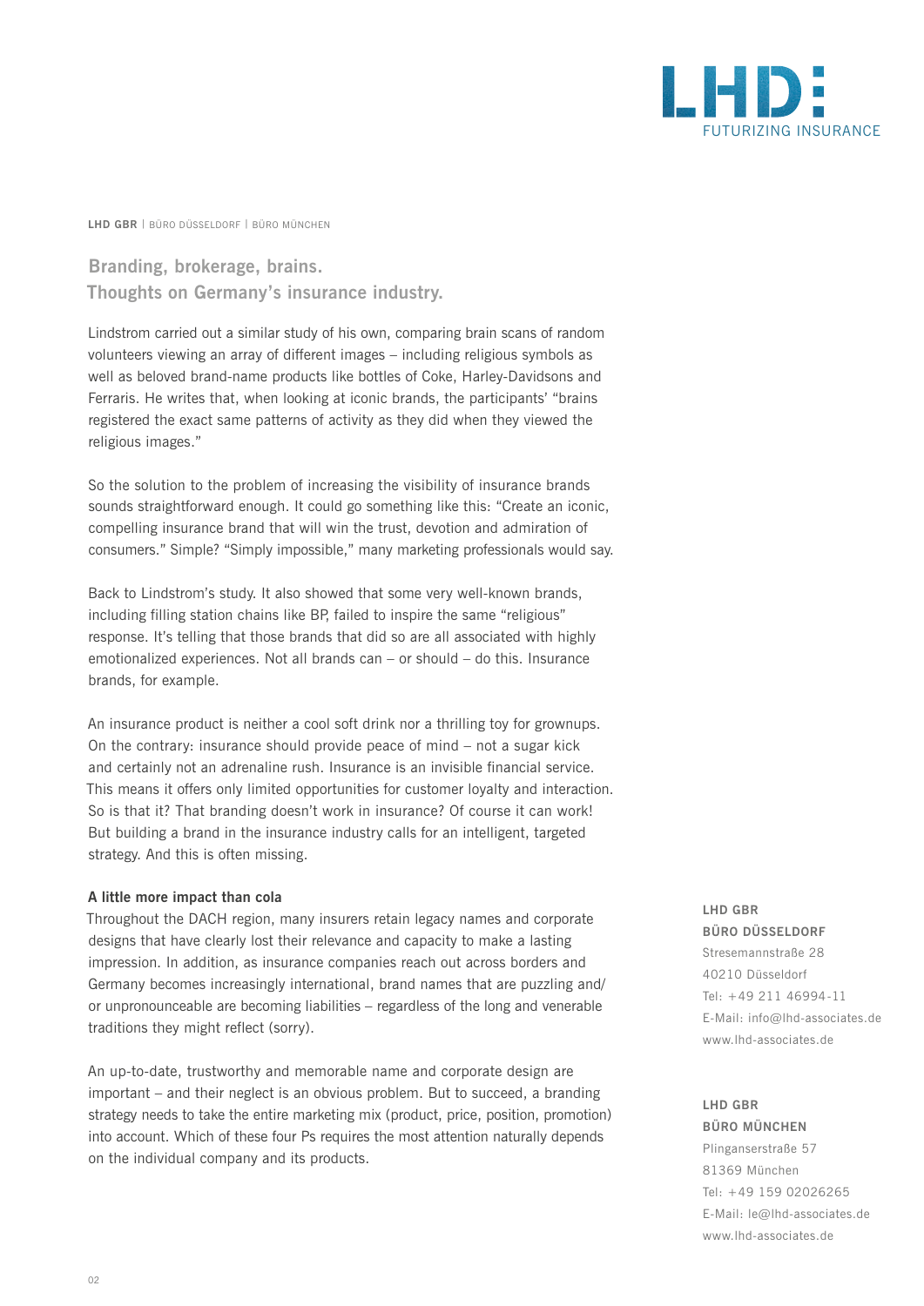LHD GBR | BÜRO DÜSSELDORF | BÜRO MÜNCHEN

## Branding, brokerage, brains.
## Thoughts on Germany's insurance industry.

Lindstrom carried out a similar study of his own, comparing brain scans of random volunteers viewing an array of different images – including religious symbols as well as beloved brand-name products like bottles of Coke, Harley-Davidsons and Ferraris. He writes that, when looking at iconic brands, the participants' "brains registered the exact same patterns of activity as they did when they viewed the religious images."

So the solution to the problem of increasing the visibility of insurance brands sounds straightforward enough. It could go something like this: "Create an iconic, compelling insurance brand that will win the trust, devotion and admiration of consumers." Simple? "Simply impossible," many marketing professionals would say.

Back to Lindstrom's study. It also showed that some very well-known brands, including filling station chains like BP, failed to inspire the same "religious" response. It's telling that those brands that did so are all associated with highly emotionalized experiences. Not all brands can – or should – do this. Insurance brands, for example.

An insurance product is neither a cool soft drink nor a thrilling toy for grownups. On the contrary: insurance should provide peace of mind – not a sugar kick and certainly not an adrenaline rush. Insurance is an invisible financial service. This means it offers only limited opportunities for customer loyalty and interaction. So is that it? That branding doesn't work in insurance? Of course it can work! But building a brand in the insurance industry calls for an intelligent, targeted strategy. And this is often missing.

### A little more impact than cola

Throughout the DACH region, many insurers retain legacy names and corporate designs that have clearly lost their relevance and capacity to make a lasting impression. In addition, as insurance companies reach out across borders and Germany becomes increasingly international, brand names that are puzzling and/or unpronounceable are becoming liabilities – regardless of the long and venerable traditions they might reflect (sorry).

An up-to-date, trustworthy and memorable name and corporate design are important – and their neglect is an obvious problem. But to succeed, a branding strategy needs to take the entire marketing mix (product, price, position, promotion) into account. Which of these four Ps requires the most attention naturally depends on the individual company and its products.

**LHD GBR**
**BÜRO DÜSSELDORF**
Stresemannstraße 28
40210 Düsseldorf
Tel: +49 211 46994-11
E-Mail: info@lhd-associates.de
www.lhd-associates.de

**LHD GBR**
**BÜRO MÜNCHEN**
Plinganserstraße 57
81369 München
Tel: +49 159 02026265
E-Mail: le@lhd-associates.de
www.lhd-associates.de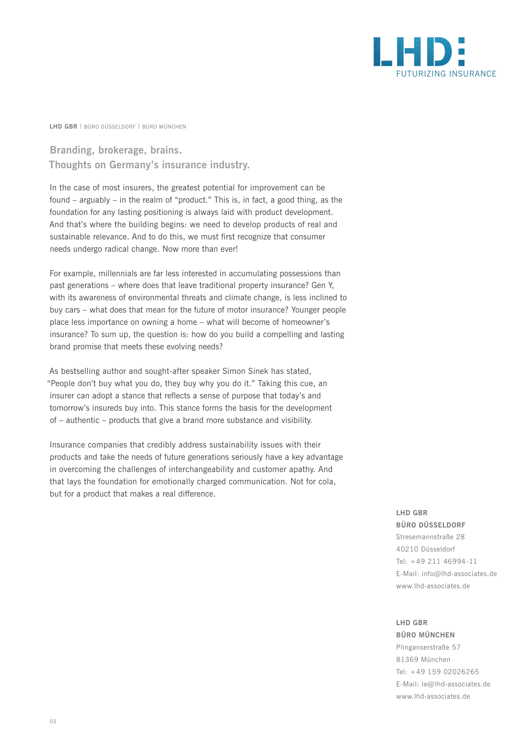LHD:
FUTURIZING INSURANCE

**LHD GBR** | BÜRO DÜSSELDORF | BÜRO MÜNCHEN

## Branding, brokerage, brains.
## Thoughts on Germany's insurance industry.

In the case of most insurers, the greatest potential for improvement can be found – arguably – in the realm of "product." This is, in fact, a good thing, as the foundation for any lasting positioning is always laid with product development. And that's where the building begins: we need to develop products of real and sustainable relevance. And to do this, we must first recognize that consumer needs undergo radical change. Now more than ever!

For example, millennials are far less interested in accumulating possessions than past generations – where does that leave traditional property insurance? Gen Y, with its awareness of environmental threats and climate change, is less inclined to buy cars – what does that mean for the future of motor insurance? Younger people place less importance on owning a home – what will become of homeowner's insurance? To sum up, the question is: how do you build a compelling and lasting brand promise that meets these evolving needs?

As bestselling author and sought-after speaker Simon Sinek has stated, "People don't buy what you do, they buy why you do it." Taking this cue, an insurer can adopt a stance that reflects a sense of purpose that today's and tomorrow's insureds buy into. This stance forms the basis for the development of – authentic – products that give a brand more substance and visibility.

Insurance companies that credibly address sustainability issues with their products and take the needs of future generations seriously have a key advantage in overcoming the challenges of interchangeability and customer apathy. And that lays the foundation for emotionally charged communication. Not for cola, but for a product that makes a real difference.

**LHD GBR**
**BÜRO DÜSSELDORF**
Stresemannstraße 28
40210 Düsseldorf
Tel: +49 211 46994-11
E-Mail: info@lhd-associates.de
www.lhd-associates.de

**LHD GBR**
**BÜRO MÜNCHEN**
Plinganserstraße 57
81369 München
Tel: +49 159 02026265
E-Mail: le@lhd-associates.de
www.lhd-associates.de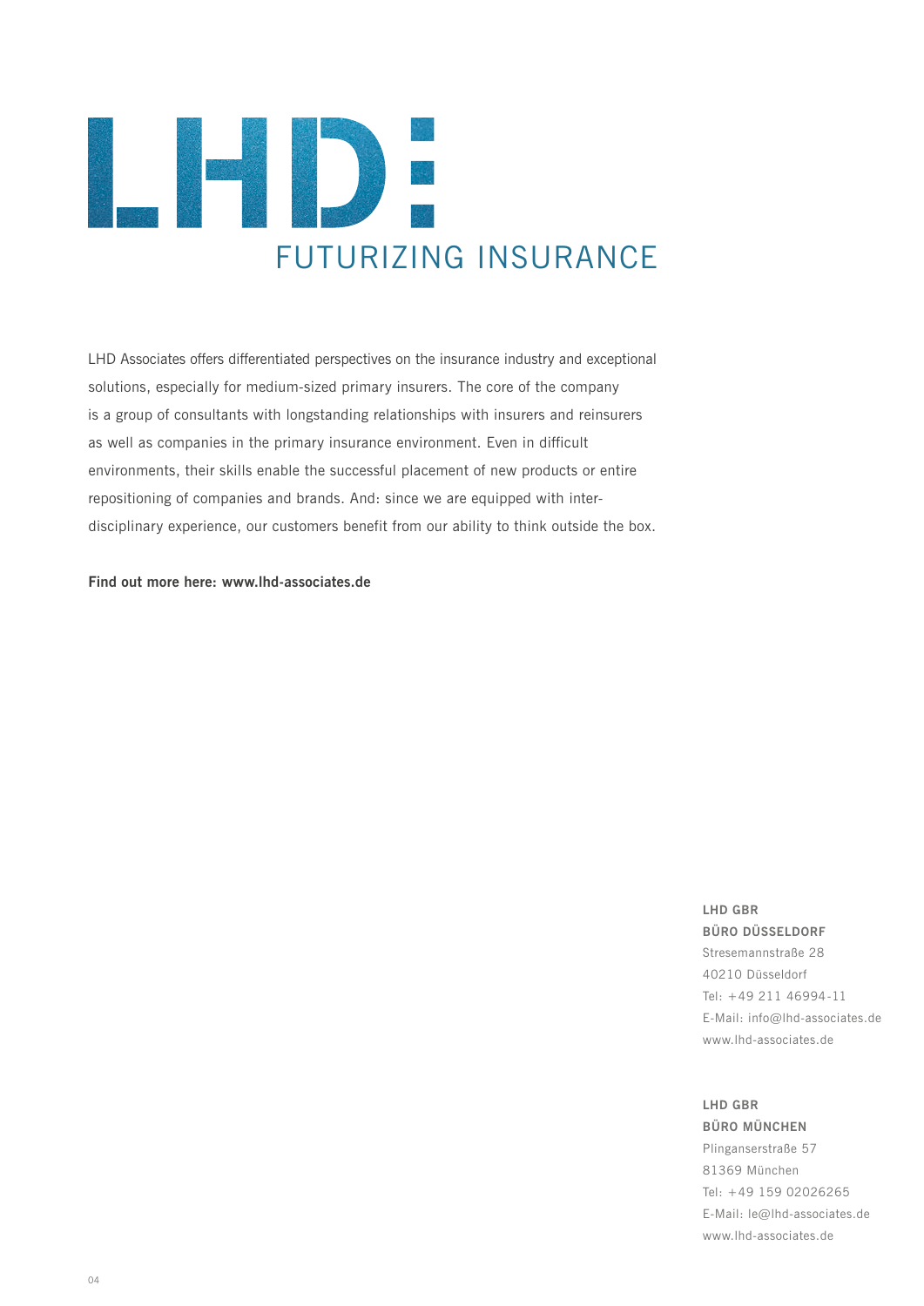# LHD:

## FUTURIZING INSURANCE

LHD Associates offers differentiated perspectives on the insurance industry and exceptional solutions, especially for medium-sized primary insurers. The core of the company is a group of consultants with longstanding relationships with insurers and reinsurers as well as companies in the primary insurance environment. Even in difficult environments, their skills enable the successful placement of new products or entire repositioning of companies and brands. And: since we are equipped with inter-disciplinary experience, our customers benefit from our ability to think outside the box.

**Find out more here: www.lhd-associates.de**

**LHD GBR**
**BÜRO DÜSSELDORF**
Stresemannstraße 28
40210 Düsseldorf
Tel: +49 211 46994-11
E-Mail: info@lhd-associates.de
www.lhd-associates.de

**LHD GBR**
**BÜRO MÜNCHEN**
Plinganserstraße 57
81369 München
Tel: +49 159 02026265
E-Mail: le@lhd-associates.de
www.lhd-associates.de